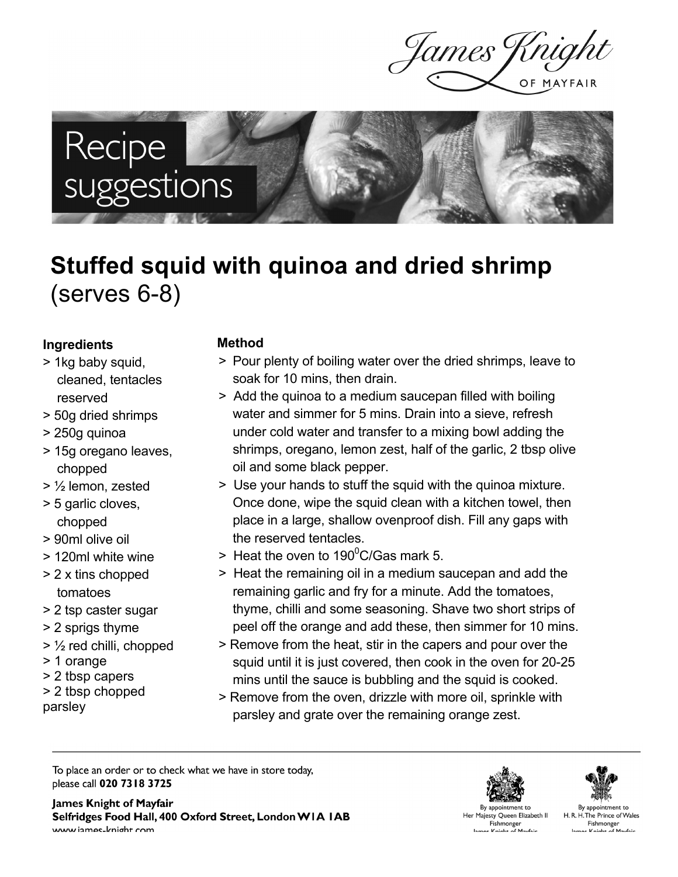James Knight OF MAYFAIR

# Recipe suggestions

## Stuffed squid with quinoa and dried shrimp
(serves 6-8)

### Ingredients

- 1kg baby squid, cleaned, tentacles reserved
- 50g dried shrimps
- 250g quinoa
- 15g oregano leaves, chopped
- ½ lemon, zested
- 5 garlic cloves, chopped
- 90ml olive oil
- 120ml white wine
- 2 x tins chopped tomatoes
- 2 tsp caster sugar
- 2 sprigs thyme
- ½ red chilli, chopped
- 1 orange
- 2 tbsp capers
- 2 tbsp chopped parsley

### Method

- Pour plenty of boiling water over the dried shrimps, leave to soak for 10 mins, then drain.
- Add the quinoa to a medium saucepan filled with boiling water and simmer for 5 mins. Drain into a sieve, refresh under cold water and transfer to a mixing bowl adding the shrimps, oregano, lemon zest, half of the garlic, 2 tbsp olive oil and some black pepper.
- Use your hands to stuff the squid with the quinoa mixture. Once done, wipe the squid clean with a kitchen towel, then place in a large, shallow ovenproof dish. Fill any gaps with the reserved tentacles.
- Heat the oven to 190°C/Gas mark 5.
- Heat the remaining oil in a medium saucepan and add the remaining garlic and fry for a minute. Add the tomatoes, thyme, chilli and some seasoning. Shave two short strips of peel off the orange and add these, then simmer for 10 mins.
- Remove from the heat, stir in the capers and pour over the squid until it is just covered, then cook in the oven for 20-25 mins until the sauce is bubbling and the squid is cooked.
- Remove from the oven, drizzle with more oil, sprinkle with parsley and grate over the remaining orange zest.

---

To place an order or to check what we have in store today, please call **020 7318 3725**

**James Knight of Mayfair**
**Selfridges Food Hall, 400 Oxford Street, London W1A 1AB**
www.james-knight.com

By appointment to Her Majesty Queen Elizabeth II Fishmonger James Knight of Mayfair

By appointment to H. R. H. The Prince of Wales Fishmonger James Knight of Mayfair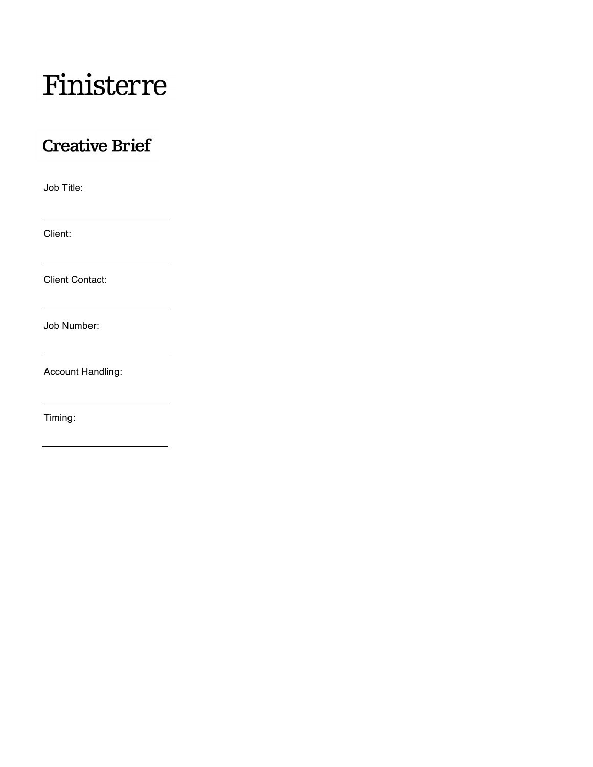# Finisterre

## Creative Brief

Job Title:

---

Client:

---

Client Contact:

---

Job Number:

---

Account Handling:

---

Timing:

---